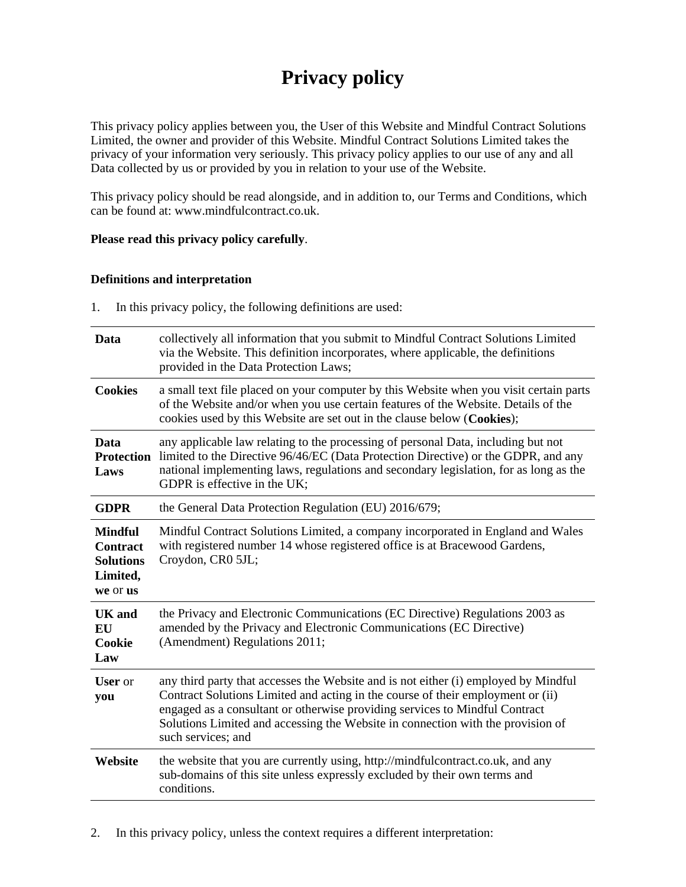# Privacy policy

This privacy policy applies between you, the User of this Website and Mindful Contract Solutions Limited, the owner and provider of this Website. Mindful Contract Solutions Limited takes the privacy of your information very seriously. This privacy policy applies to our use of any and all Data collected by us or provided by you in relation to your use of the Website.

This privacy policy should be read alongside, and in addition to, our Terms and Conditions, which can be found at: www.mindfulcontract.co.uk.

**Please read this privacy policy carefully**.

### Definitions and interpretation

1. In this privacy policy, the following definitions are used:

| | |
|---|---|
| **Data** | collectively all information that you submit to Mindful Contract Solutions Limited via the Website. This definition incorporates, where applicable, the definitions provided in the Data Protection Laws; |
| **Cookies** | a small text file placed on your computer by this Website when you visit certain parts of the Website and/or when you use certain features of the Website. Details of the cookies used by this Website are set out in the clause below (**Cookies**); |
| **Data Protection Laws** | any applicable law relating to the processing of personal Data, including but not limited to the Directive 96/46/EC (Data Protection Directive) or the GDPR, and any national implementing laws, regulations and secondary legislation, for as long as the GDPR is effective in the UK; |
| **GDPR** | the General Data Protection Regulation (EU) 2016/679; |
| **Mindful Contract Solutions Limited, we** or **us** | Mindful Contract Solutions Limited, a company incorporated in England and Wales with registered number 14 whose registered office is at Bracewood Gardens, Croydon, CR0 5JL; |
| **UK and EU Cookie Law** | the Privacy and Electronic Communications (EC Directive) Regulations 2003 as amended by the Privacy and Electronic Communications (EC Directive) (Amendment) Regulations 2011; |
| **User** or **you** | any third party that accesses the Website and is not either (i) employed by Mindful Contract Solutions Limited and acting in the course of their employment or (ii) engaged as a consultant or otherwise providing services to Mindful Contract Solutions Limited and accessing the Website in connection with the provision of such services; and |
| **Website** | the website that you are currently using, http://mindfulcontract.co.uk, and any sub-domains of this site unless expressly excluded by their own terms and conditions. |

2. In this privacy policy, unless the context requires a different interpretation: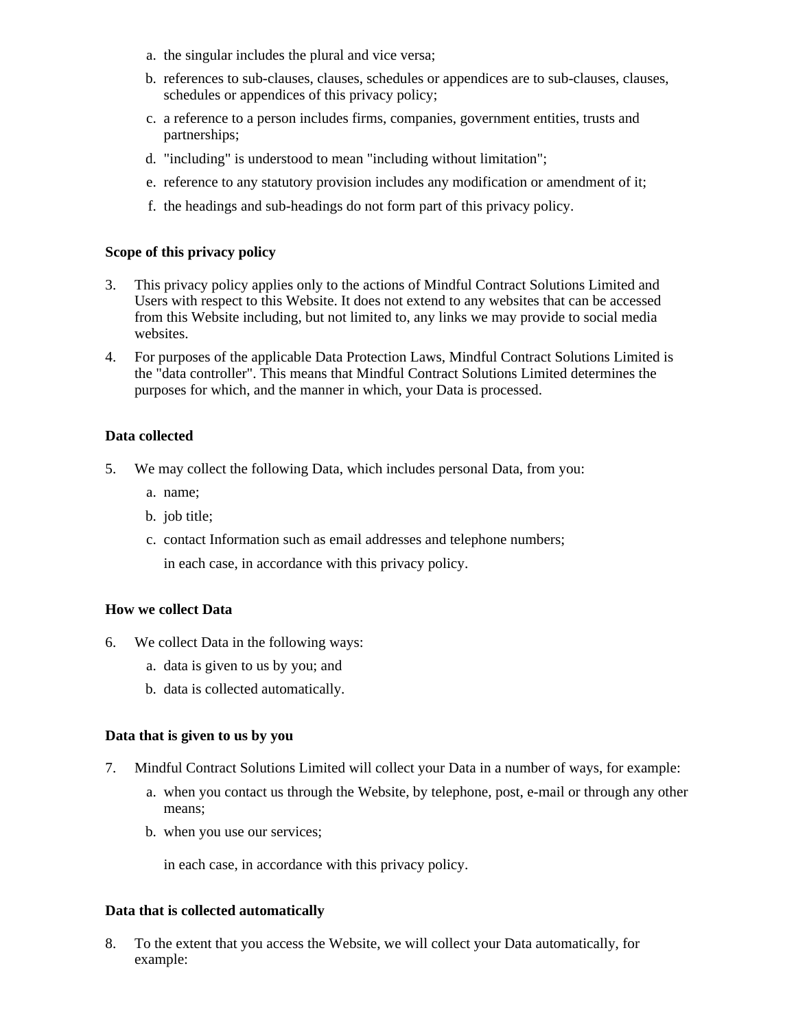a. the singular includes the plural and vice versa;
b. references to sub-clauses, clauses, schedules or appendices are to sub-clauses, clauses, schedules or appendices of this privacy policy;
c. a reference to a person includes firms, companies, government entities, trusts and partnerships;
d. "including" is understood to mean "including without limitation";
e. reference to any statutory provision includes any modification or amendment of it;
f. the headings and sub-headings do not form part of this privacy policy.

**Scope of this privacy policy**

3. This privacy policy applies only to the actions of Mindful Contract Solutions Limited and Users with respect to this Website. It does not extend to any websites that can be accessed from this Website including, but not limited to, any links we may provide to social media websites.
4. For purposes of the applicable Data Protection Laws, Mindful Contract Solutions Limited is the "data controller". This means that Mindful Contract Solutions Limited determines the purposes for which, and the manner in which, your Data is processed.

**Data collected**

5. We may collect the following Data, which includes personal Data, from you:
   a. name;
   b. job title;
   c. contact Information such as email addresses and telephone numbers;

   in each case, in accordance with this privacy policy.

**How we collect Data**

6. We collect Data in the following ways:
   a. data is given to us by you; and
   b. data is collected automatically.

**Data that is given to us by you**

7. Mindful Contract Solutions Limited will collect your Data in a number of ways, for example:
   a. when you contact us through the Website, by telephone, post, e-mail or through any other means;
   b. when you use our services;

   in each case, in accordance with this privacy policy.

**Data that is collected automatically**

8. To the extent that you access the Website, we will collect your Data automatically, for example: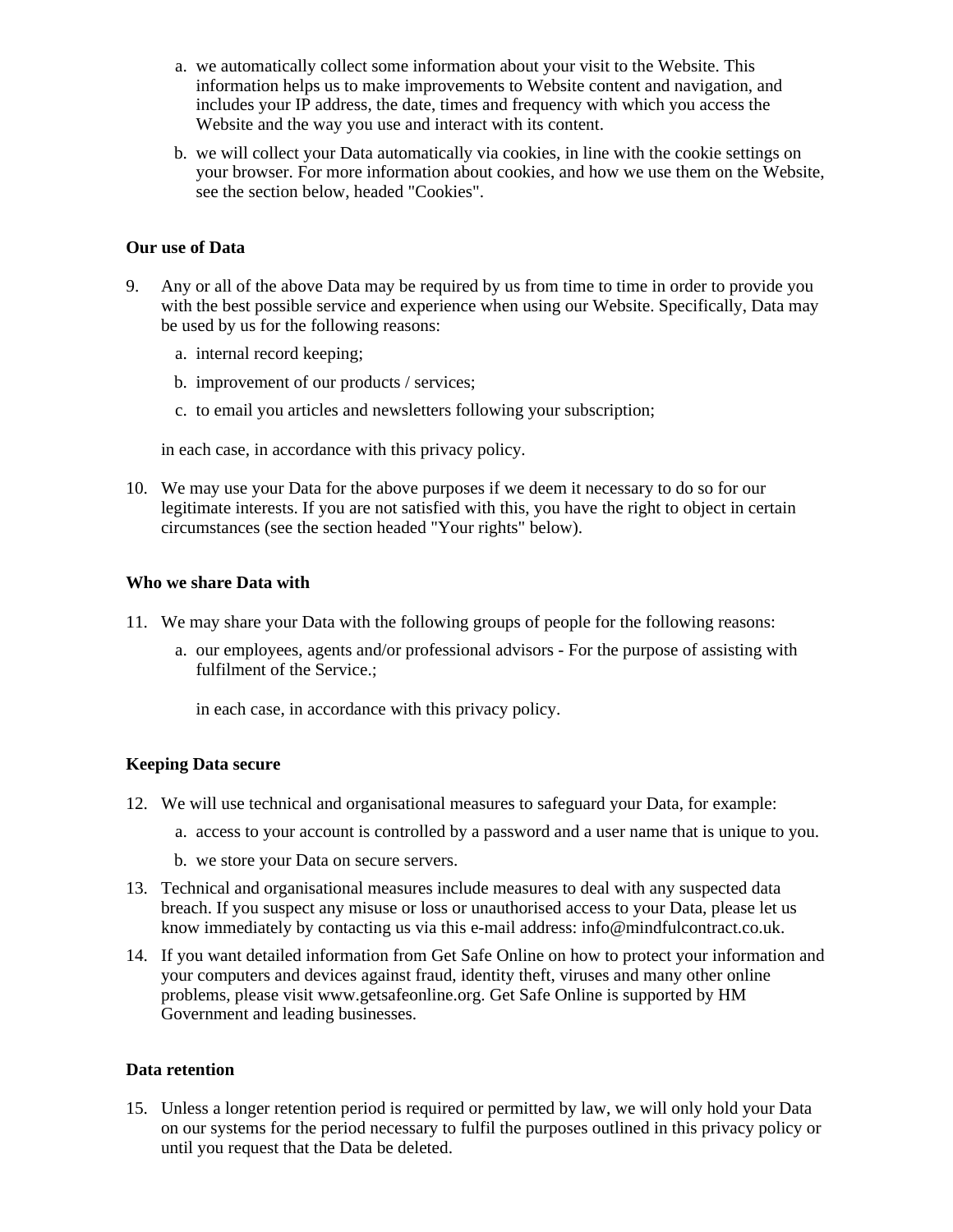a. we automatically collect some information about your visit to the Website. This information helps us to make improvements to Website content and navigation, and includes your IP address, the date, times and frequency with which you access the Website and the way you use and interact with its content.

b. we will collect your Data automatically via cookies, in line with the cookie settings on your browser. For more information about cookies, and how we use them on the Website, see the section below, headed "Cookies".

**Our use of Data**

9. Any or all of the above Data may be required by us from time to time in order to provide you with the best possible service and experience when using our Website. Specifically, Data may be used by us for the following reasons:

   a. internal record keeping;

   b. improvement of our products / services;

   c. to email you articles and newsletters following your subscription;

   in each case, in accordance with this privacy policy.

10. We may use your Data for the above purposes if we deem it necessary to do so for our legitimate interests. If you are not satisfied with this, you have the right to object in certain circumstances (see the section headed "Your rights" below).

**Who we share Data with**

11. We may share your Data with the following groups of people for the following reasons:

    a. our employees, agents and/or professional advisors - For the purpose of assisting with fulfilment of the Service.;

    in each case, in accordance with this privacy policy.

**Keeping Data secure**

12. We will use technical and organisational measures to safeguard your Data, for example:

    a. access to your account is controlled by a password and a user name that is unique to you.

    b. we store your Data on secure servers.

13. Technical and organisational measures include measures to deal with any suspected data breach. If you suspect any misuse or loss or unauthorised access to your Data, please let us know immediately by contacting us via this e-mail address: info@mindfulcontract.co.uk.

14. If you want detailed information from Get Safe Online on how to protect your information and your computers and devices against fraud, identity theft, viruses and many other online problems, please visit www.getsafeonline.org. Get Safe Online is supported by HM Government and leading businesses.

**Data retention**

15. Unless a longer retention period is required or permitted by law, we will only hold your Data on our systems for the period necessary to fulfil the purposes outlined in this privacy policy or until you request that the Data be deleted.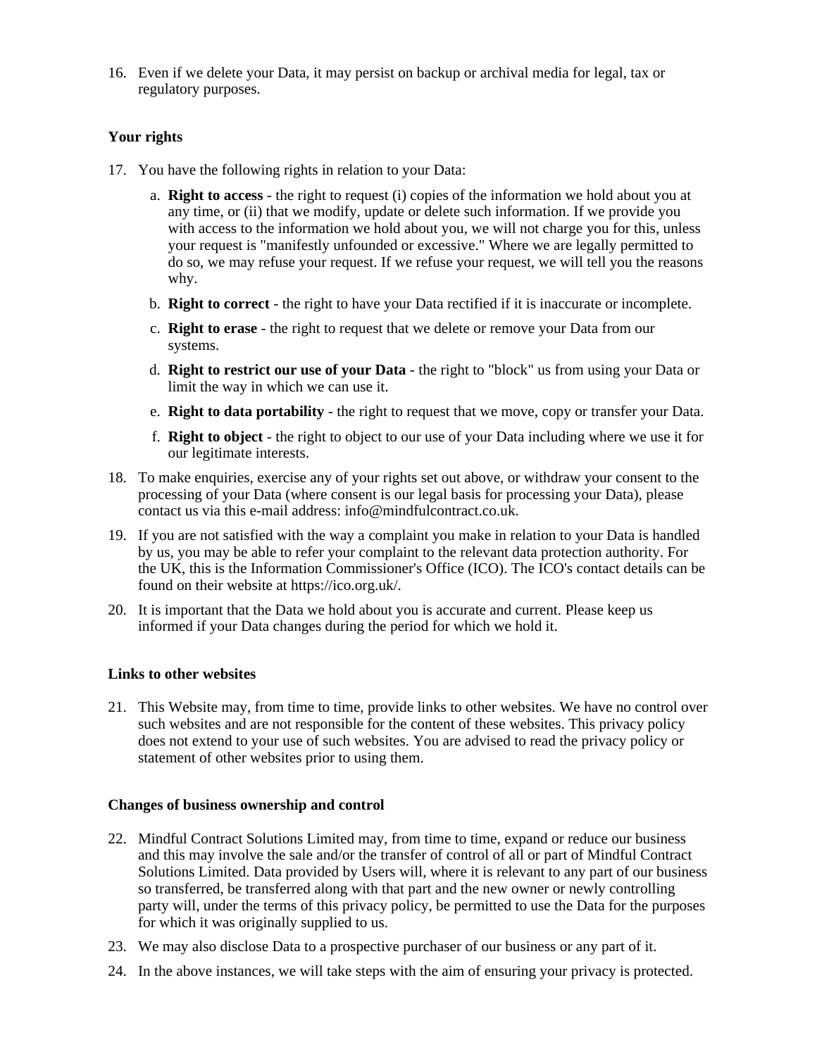16. Even if we delete your Data, it may persist on backup or archival media for legal, tax or regulatory purposes.

### Your rights

17. You have the following rights in relation to your Data:
    a. **Right to access** - the right to request (i) copies of the information we hold about you at any time, or (ii) that we modify, update or delete such information. If we provide you with access to the information we hold about you, we will not charge you for this, unless your request is "manifestly unfounded or excessive." Where we are legally permitted to do so, we may refuse your request. If we refuse your request, we will tell you the reasons why.
    b. **Right to correct** - the right to have your Data rectified if it is inaccurate or incomplete.
    c. **Right to erase** - the right to request that we delete or remove your Data from our systems.
    d. **Right to restrict our use of your Data** - the right to "block" us from using your Data or limit the way in which we can use it.
    e. **Right to data portability** - the right to request that we move, copy or transfer your Data.
    f. **Right to object** - the right to object to our use of your Data including where we use it for our legitimate interests.
18. To make enquiries, exercise any of your rights set out above, or withdraw your consent to the processing of your Data (where consent is our legal basis for processing your Data), please contact us via this e-mail address: info@mindfulcontract.co.uk.
19. If you are not satisfied with the way a complaint you make in relation to your Data is handled by us, you may be able to refer your complaint to the relevant data protection authority. For the UK, this is the Information Commissioner's Office (ICO). The ICO's contact details can be found on their website at https://ico.org.uk/.
20. It is important that the Data we hold about you is accurate and current. Please keep us informed if your Data changes during the period for which we hold it.

### Links to other websites

21. This Website may, from time to time, provide links to other websites. We have no control over such websites and are not responsible for the content of these websites. This privacy policy does not extend to your use of such websites. You are advised to read the privacy policy or statement of other websites prior to using them.

### Changes of business ownership and control

22. Mindful Contract Solutions Limited may, from time to time, expand or reduce our business and this may involve the sale and/or the transfer of control of all or part of Mindful Contract Solutions Limited. Data provided by Users will, where it is relevant to any part of our business so transferred, be transferred along with that part and the new owner or newly controlling party will, under the terms of this privacy policy, be permitted to use the Data for the purposes for which it was originally supplied to us.
23. We may also disclose Data to a prospective purchaser of our business or any part of it.
24. In the above instances, we will take steps with the aim of ensuring your privacy is protected.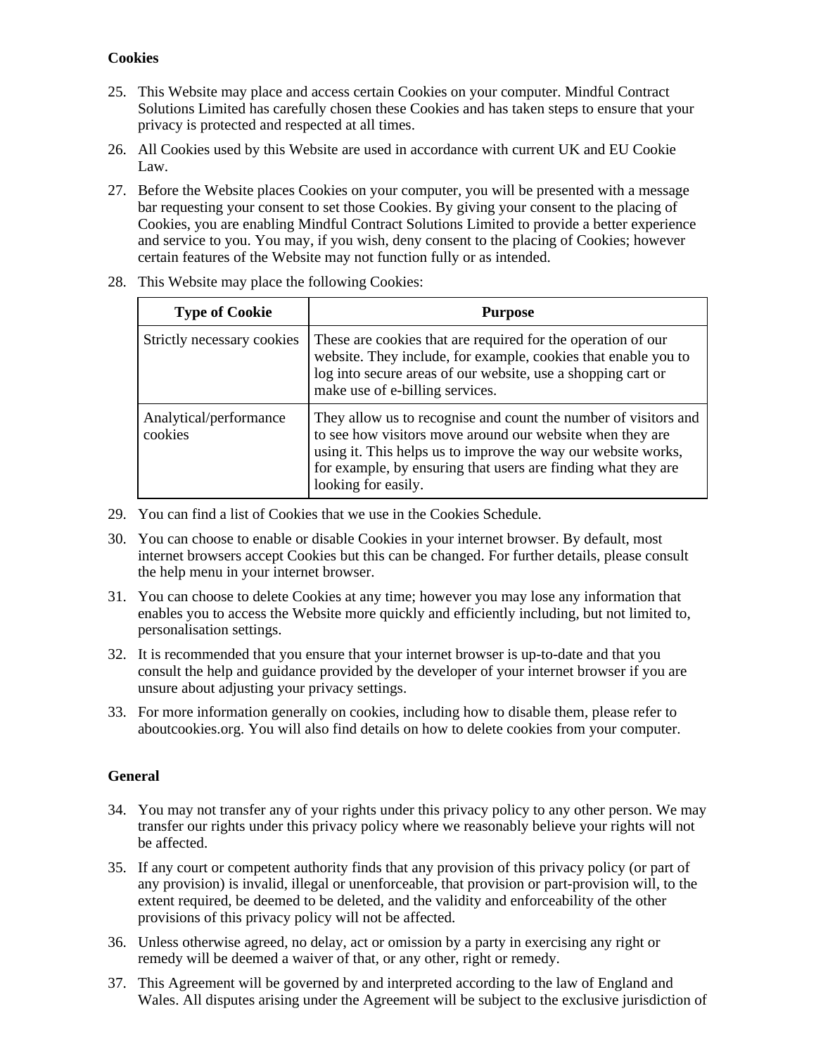**Cookies**

25. This Website may place and access certain Cookies on your computer. Mindful Contract Solutions Limited has carefully chosen these Cookies and has taken steps to ensure that your privacy is protected and respected at all times.

26. All Cookies used by this Website are used in accordance with current UK and EU Cookie Law.

27. Before the Website places Cookies on your computer, you will be presented with a message bar requesting your consent to set those Cookies. By giving your consent to the placing of Cookies, you are enabling Mindful Contract Solutions Limited to provide a better experience and service to you. You may, if you wish, deny consent to the placing of Cookies; however certain features of the Website may not function fully or as intended.

28. This Website may place the following Cookies:

| Type of Cookie | Purpose |
|---|---|
| Strictly necessary cookies | These are cookies that are required for the operation of our website. They include, for example, cookies that enable you to log into secure areas of our website, use a shopping cart or make use of e-billing services. |
| Analytical/performance cookies | They allow us to recognise and count the number of visitors and to see how visitors move around our website when they are using it. This helps us to improve the way our website works, for example, by ensuring that users are finding what they are looking for easily. |

29. You can find a list of Cookies that we use in the Cookies Schedule.

30. You can choose to enable or disable Cookies in your internet browser. By default, most internet browsers accept Cookies but this can be changed. For further details, please consult the help menu in your internet browser.

31. You can choose to delete Cookies at any time; however you may lose any information that enables you to access the Website more quickly and efficiently including, but not limited to, personalisation settings.

32. It is recommended that you ensure that your internet browser is up-to-date and that you consult the help and guidance provided by the developer of your internet browser if you are unsure about adjusting your privacy settings.

33. For more information generally on cookies, including how to disable them, please refer to aboutcookies.org. You will also find details on how to delete cookies from your computer.

**General**

34. You may not transfer any of your rights under this privacy policy to any other person. We may transfer our rights under this privacy policy where we reasonably believe your rights will not be affected.

35. If any court or competent authority finds that any provision of this privacy policy (or part of any provision) is invalid, illegal or unenforceable, that provision or part-provision will, to the extent required, be deemed to be deleted, and the validity and enforceability of the other provisions of this privacy policy will not be affected.

36. Unless otherwise agreed, no delay, act or omission by a party in exercising any right or remedy will be deemed a waiver of that, or any other, right or remedy.

37. This Agreement will be governed by and interpreted according to the law of England and Wales. All disputes arising under the Agreement will be subject to the exclusive jurisdiction of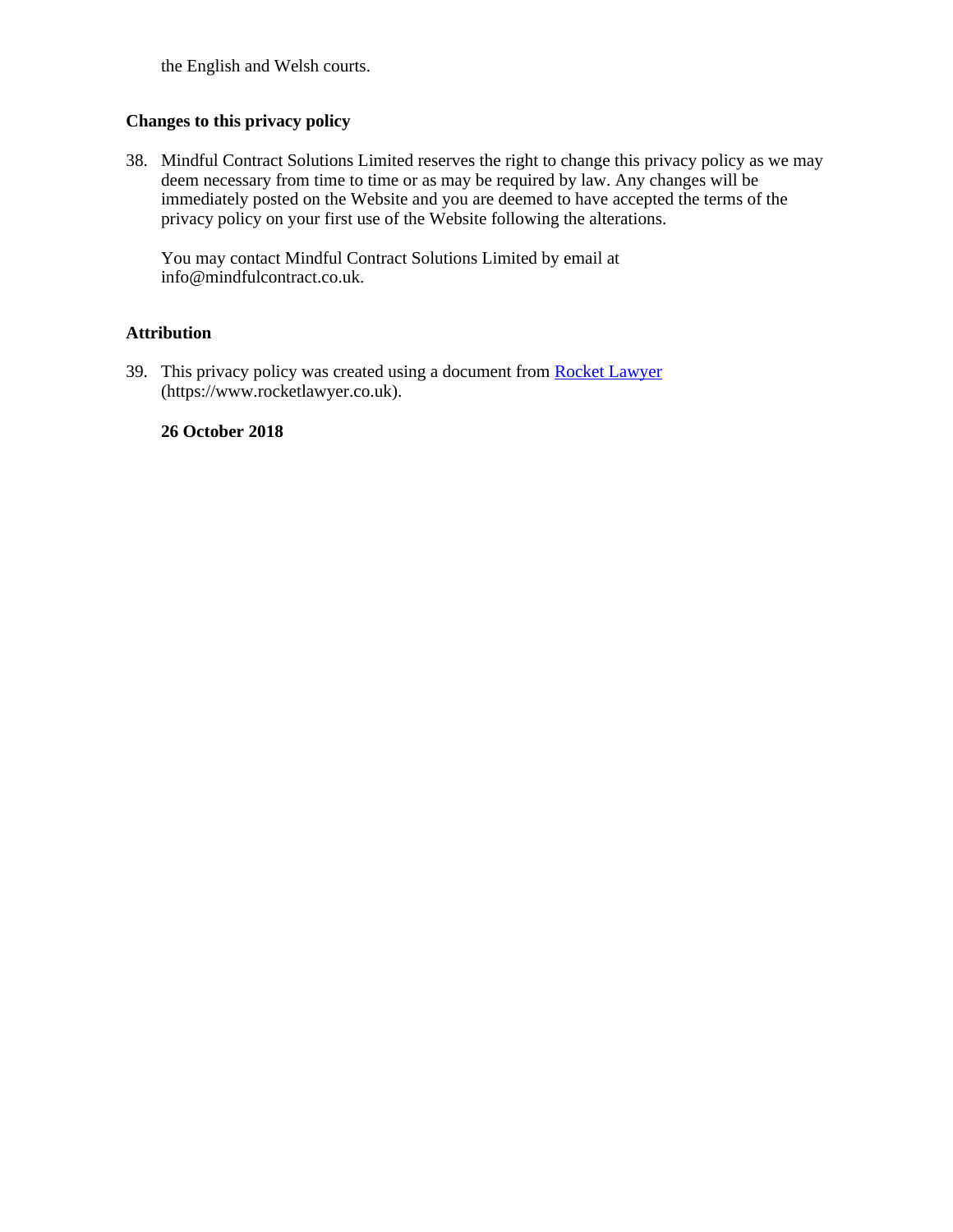the English and Welsh courts.

**Changes to this privacy policy**

38. Mindful Contract Solutions Limited reserves the right to change this privacy policy as we may deem necessary from time to time or as may be required by law. Any changes will be immediately posted on the Website and you are deemed to have accepted the terms of the privacy policy on your first use of the Website following the alterations.

    You may contact Mindful Contract Solutions Limited by email at info@mindfulcontract.co.uk.

**Attribution**

39. This privacy policy was created using a document from [Rocket Lawyer](https://www.rocketlawyer.co.uk) (https://www.rocketlawyer.co.uk).

    **26 October 2018**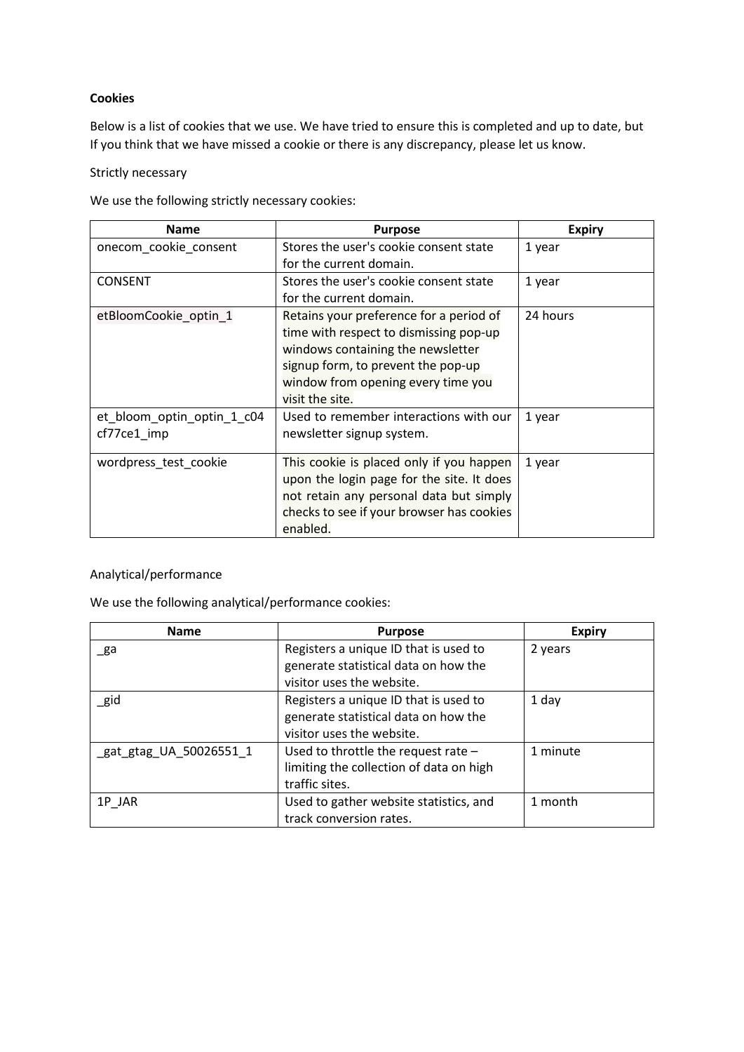**Cookies**

Below is a list of cookies that we use. We have tried to ensure this is completed and up to date, but If you think that we have missed a cookie or there is any discrepancy, please let us know.

Strictly necessary

We use the following strictly necessary cookies:

| Name | Purpose | Expiry |
|---|---|---|
| onecom_cookie_consent | Stores the user's cookie consent state for the current domain. | 1 year |
| CONSENT | Stores the user's cookie consent state for the current domain. | 1 year |
| etBloomCookie_optin_1 | Retains your preference for a period of time with respect to dismissing pop-up windows containing the newsletter signup form, to prevent the pop-up window from opening every time you visit the site. | 24 hours |
| et_bloom_optin_optin_1_c04cf77ce1_imp | Used to remember interactions with our newsletter signup system. | 1 year |
| wordpress_test_cookie | This cookie is placed only if you happen upon the login page for the site. It does not retain any personal data but simply checks to see if your browser has cookies enabled. | 1 year |

Analytical/performance

We use the following analytical/performance cookies:

| Name | Purpose | Expiry |
|---|---|---|
| _ga | Registers a unique ID that is used to generate statistical data on how the visitor uses the website. | 2 years |
| _gid | Registers a unique ID that is used to generate statistical data on how the visitor uses the website. | 1 day |
| _gat_gtag_UA_50026551_1 | Used to throttle the request rate – limiting the collection of data on high traffic sites. | 1 minute |
| 1P_JAR | Used to gather website statistics, and track conversion rates. | 1 month |